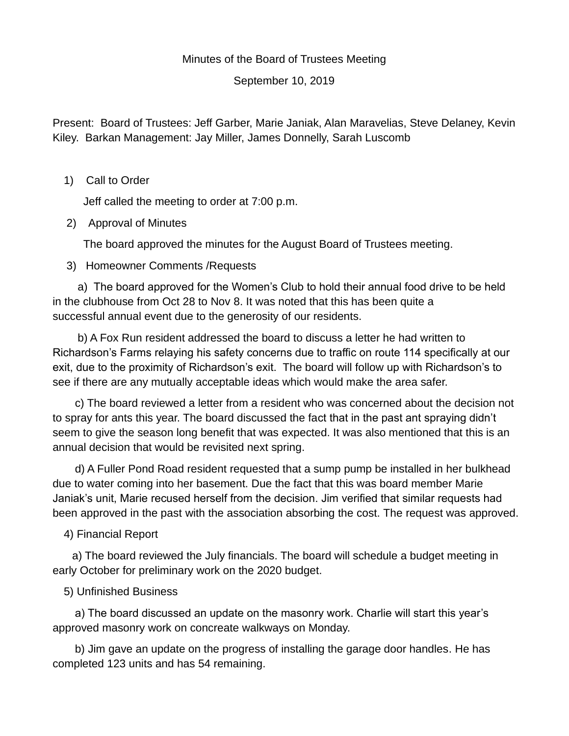Minutes of the Board of Trustees Meeting

September 10, 2019

Present: Board of Trustees: Jeff Garber, Marie Janiak, Alan Maravelias, Steve Delaney, Kevin Kiley. Barkan Management: Jay Miller, James Donnelly, Sarah Luscomb

1) Call to Order

Jeff called the meeting to order at 7:00 p.m.

2) Approval of Minutes

The board approved the minutes for the August Board of Trustees meeting.

3) Homeowner Comments /Requests

a) The board approved for the Women's Club to hold their annual food drive to be held in the clubhouse from Oct 28 to Nov 8. It was noted that this has been quite a successful annual event due to the generosity of our residents.

b) A Fox Run resident addressed the board to discuss a letter he had written to Richardson's Farms relaying his safety concerns due to traffic on route 114 specifically at our exit, due to the proximity of Richardson's exit. The board will follow up with Richardson's to see if there are any mutually acceptable ideas which would make the area safer.

c) The board reviewed a letter from a resident who was concerned about the decision not to spray for ants this year. The board discussed the fact that in the past ant spraying didn't seem to give the season long benefit that was expected. It was also mentioned that this is an annual decision that would be revisited next spring.

d) A Fuller Pond Road resident requested that a sump pump be installed in her bulkhead due to water coming into her basement. Due the fact that this was board member Marie Janiak's unit, Marie recused herself from the decision. Jim verified that similar requests had been approved in the past with the association absorbing the cost. The request was approved.

4) Financial Report

a) The board reviewed the July financials. The board will schedule a budget meeting in early October for preliminary work on the 2020 budget.

5) Unfinished Business

a) The board discussed an update on the masonry work. Charlie will start this year's approved masonry work on concreate walkways on Monday.

b) Jim gave an update on the progress of installing the garage door handles. He has completed 123 units and has 54 remaining.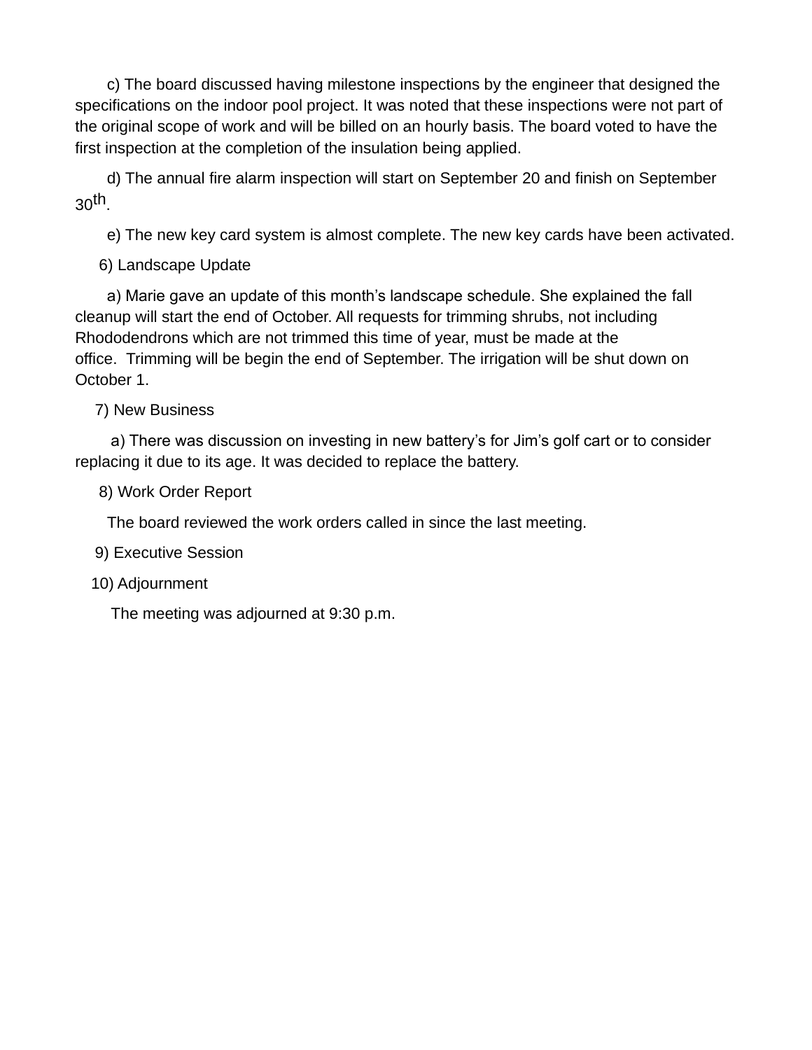c) The board discussed having milestone inspections by the engineer that designed the specifications on the indoor pool project. It was noted that these inspections were not part of the original scope of work and will be billed on an hourly basis. The board voted to have the first inspection at the completion of the insulation being applied.

d) The annual fire alarm inspection will start on September 20 and finish on September 30th.

e) The new key card system is almost complete. The new key cards have been activated.

6) Landscape Update

a) Marie gave an update of this month's landscape schedule. She explained the fall cleanup will start the end of October. All requests for trimming shrubs, not including Rhododendrons which are not trimmed this time of year, must be made at the office. Trimming will be begin the end of September. The irrigation will be shut down on October 1.

7) New Business

a) There was discussion on investing in new battery's for Jim's golf cart or to consider replacing it due to its age. It was decided to replace the battery.

8) Work Order Report

The board reviewed the work orders called in since the last meeting.

9) Executive Session

10) Adjournment

The meeting was adjourned at 9:30 p.m.